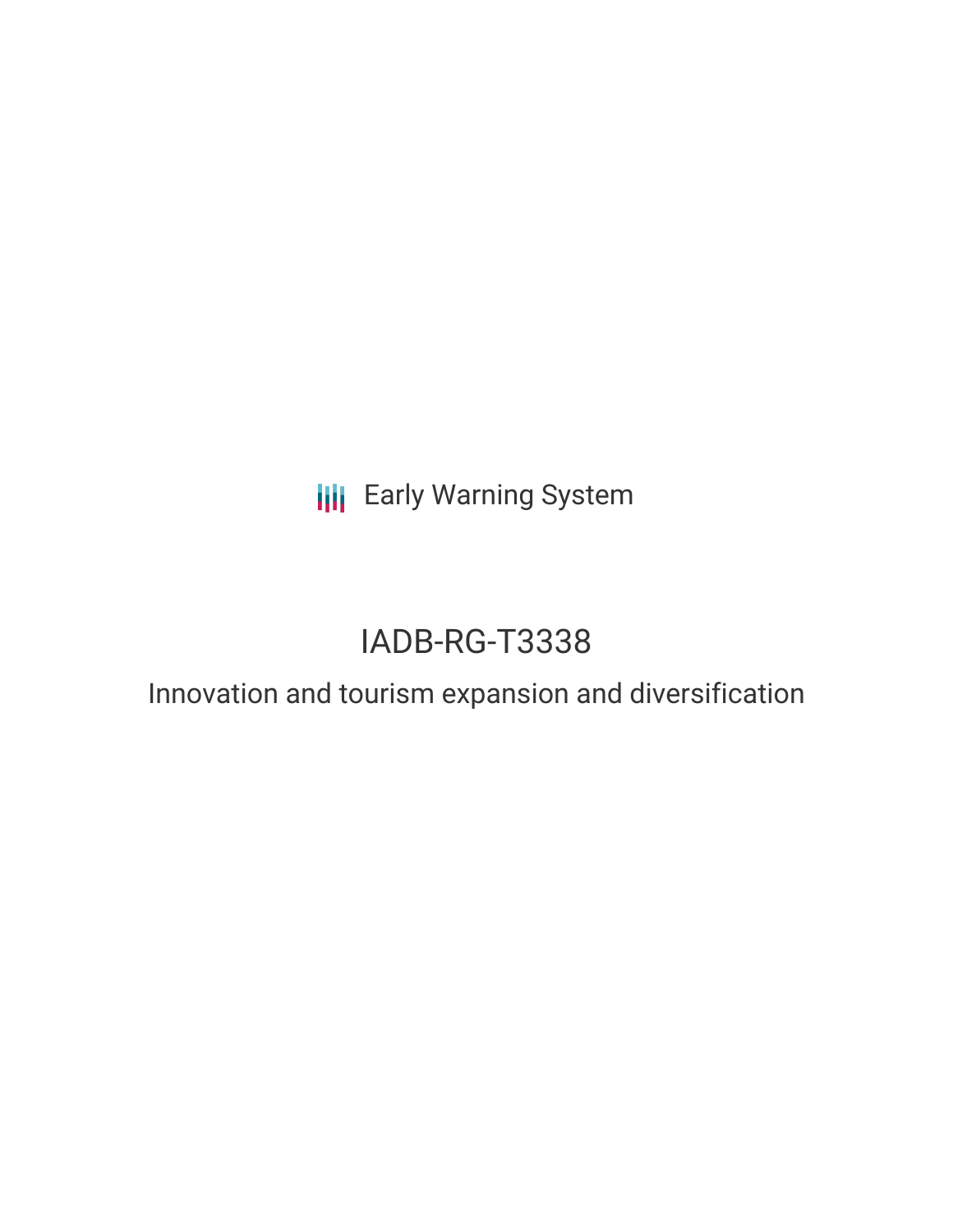Early Warning System

# IADB-RG-T3338

## Innovation and tourism expansion and diversification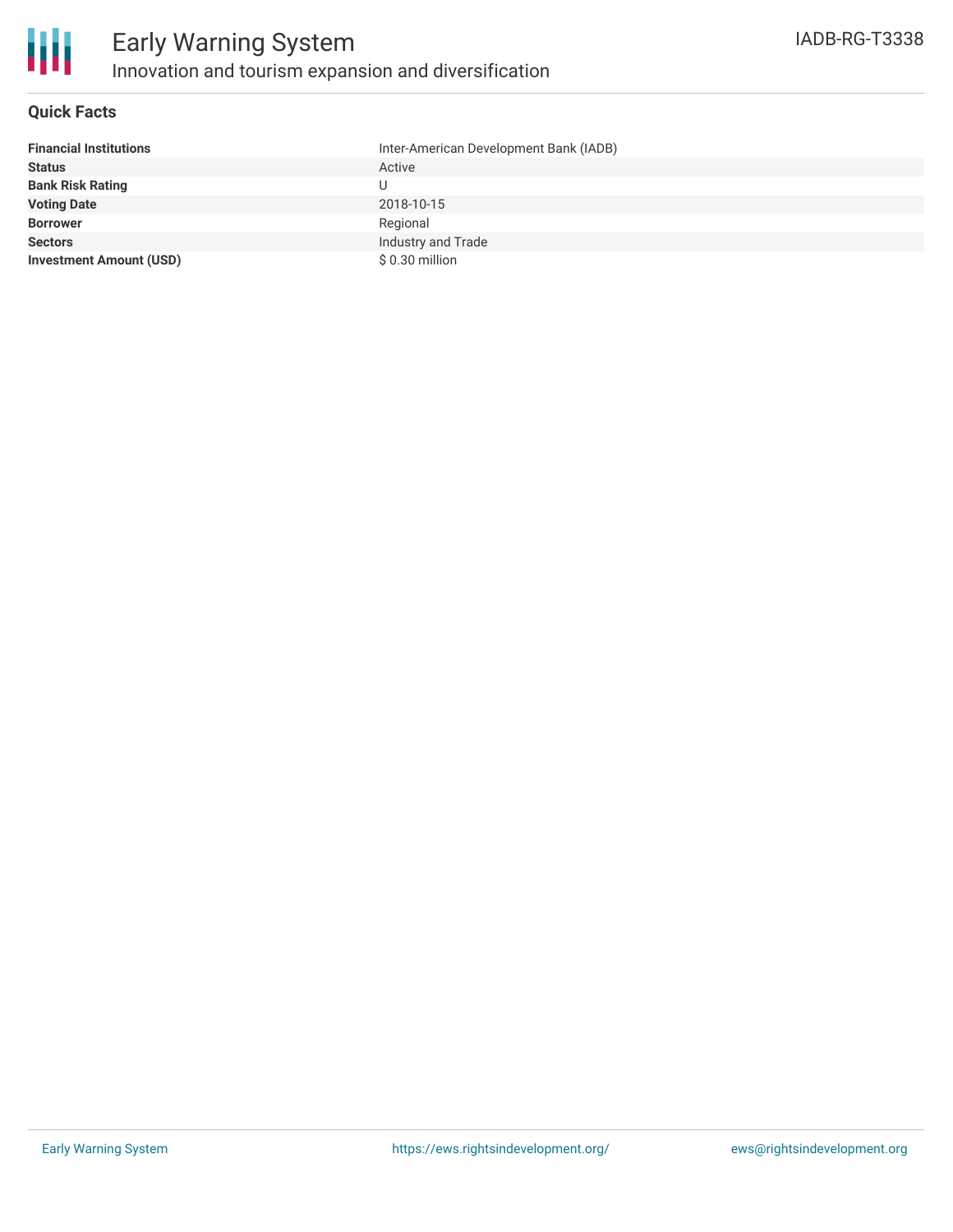# Early Warning System

## Innovation and tourism expansion and diversification

IADB-RG-T3338

### Quick Facts

| | |
|---|---|
| **Financial Institutions** | Inter-American Development Bank (IADB) |
| **Status** | Active |
| **Bank Risk Rating** | U |
| **Voting Date** | 2018-10-15 |
| **Borrower** | Regional |
| **Sectors** | Industry and Trade |
| **Investment Amount (USD)** | $ 0.30 million |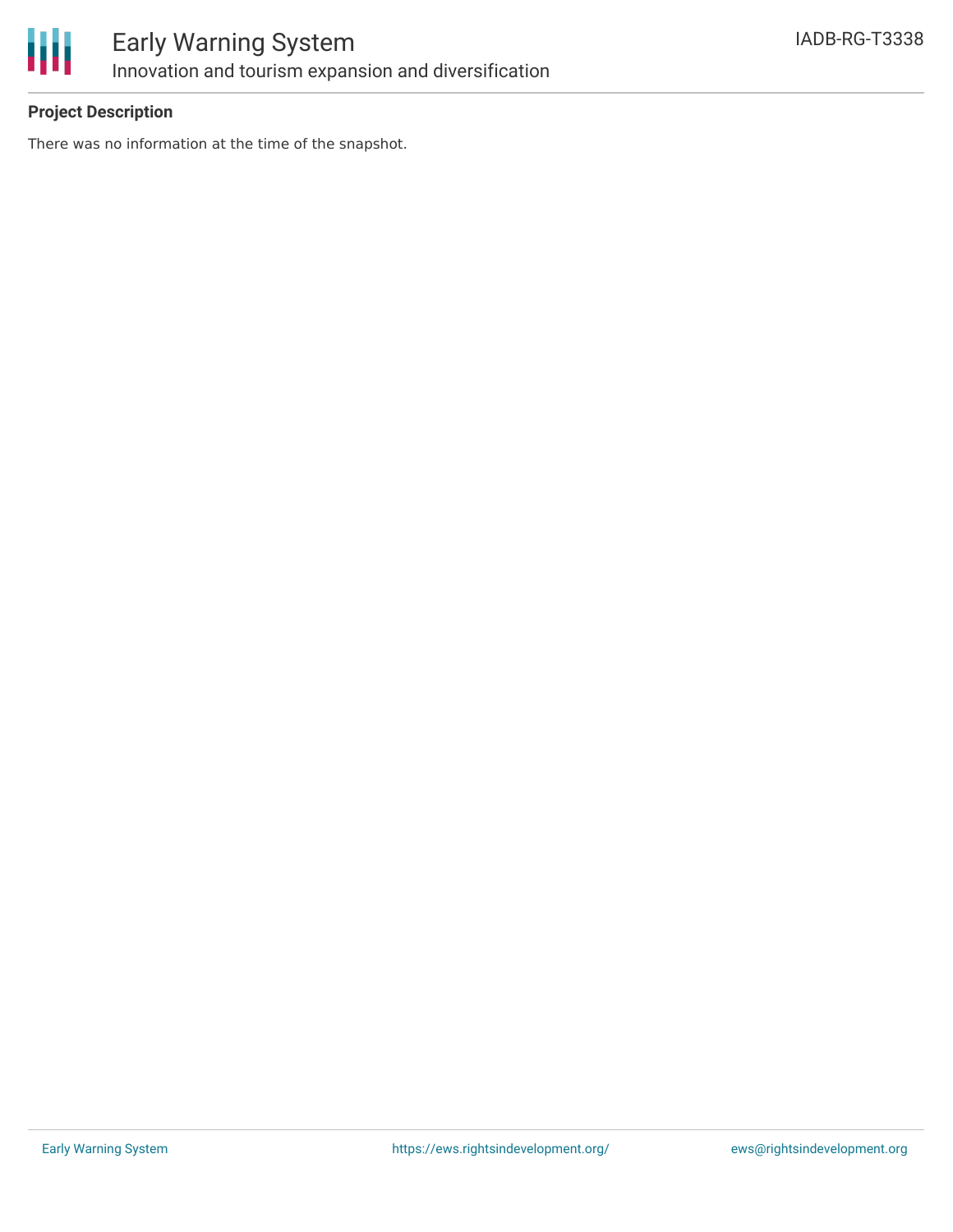**Project Description**

There was no information at the time of the snapshot.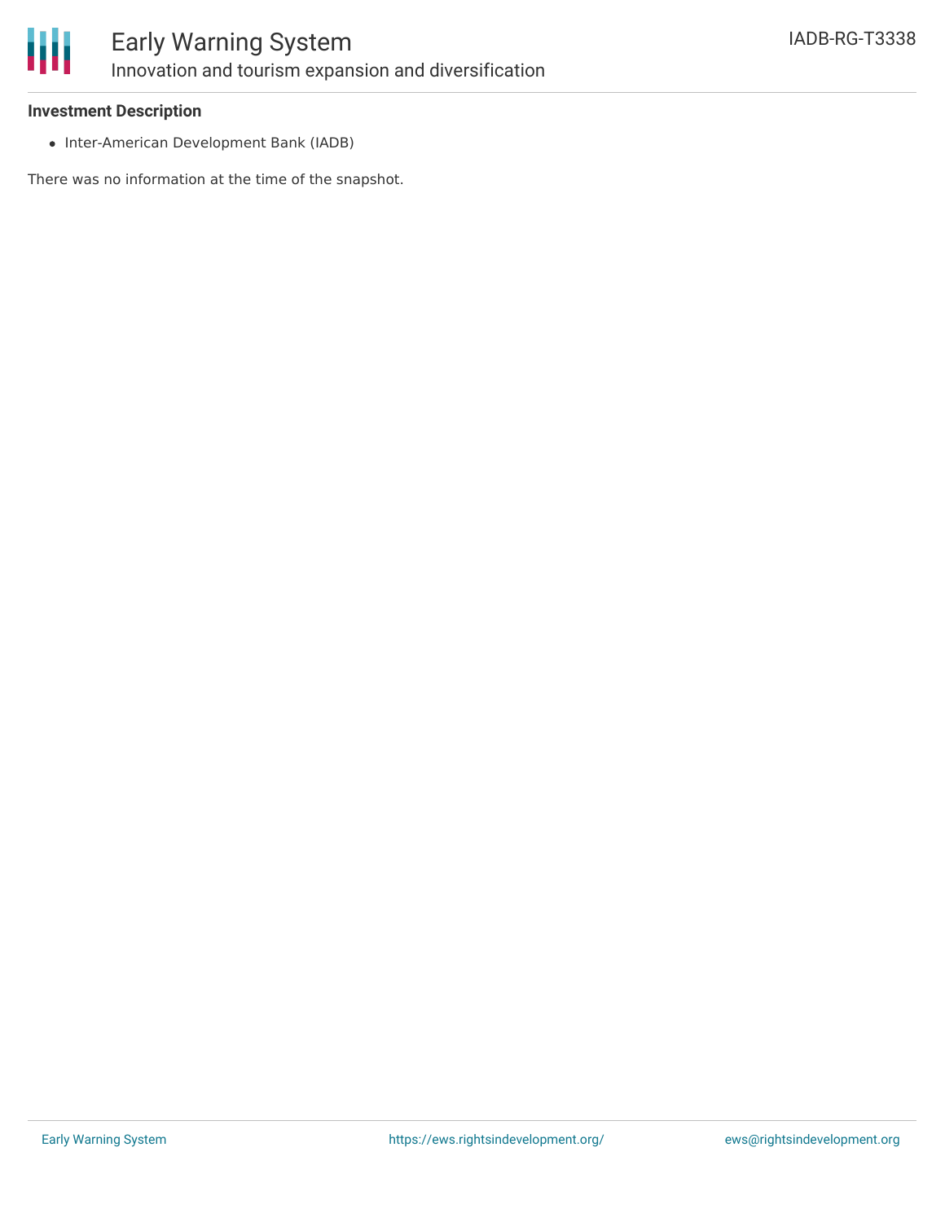**Investment Description**

- Inter-American Development Bank (IADB)

There was no information at the time of the snapshot.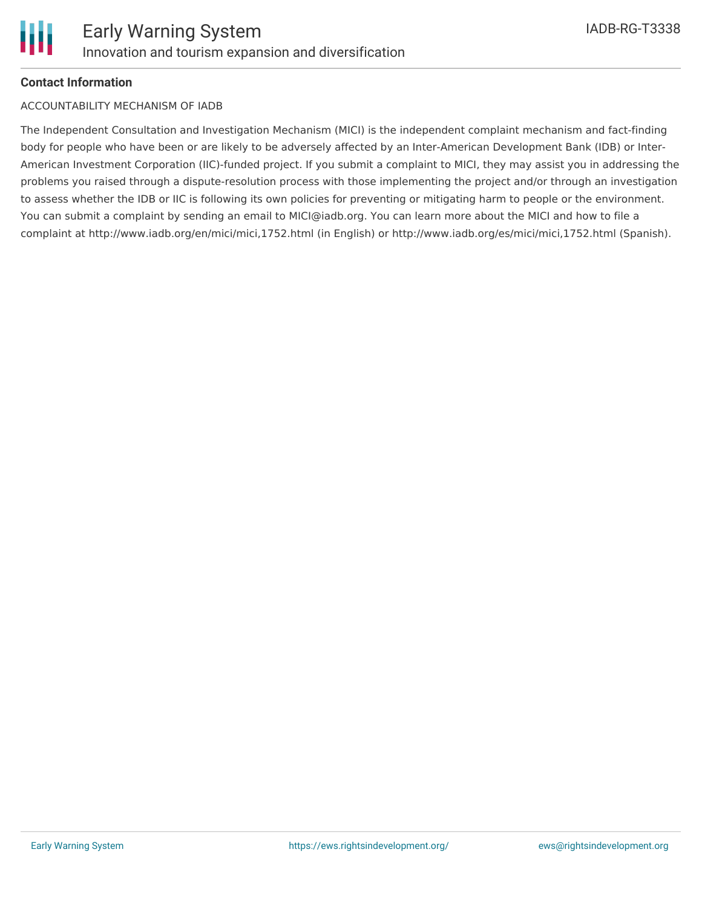**Contact Information**

ACCOUNTABILITY MECHANISM OF IADB

The Independent Consultation and Investigation Mechanism (MICI) is the independent complaint mechanism and fact-finding body for people who have been or are likely to be adversely affected by an Inter-American Development Bank (IDB) or Inter-American Investment Corporation (IIC)-funded project. If you submit a complaint to MICI, they may assist you in addressing the problems you raised through a dispute-resolution process with those implementing the project and/or through an investigation to assess whether the IDB or IIC is following its own policies for preventing or mitigating harm to people or the environment. You can submit a complaint by sending an email to MICI@iadb.org. You can learn more about the MICI and how to file a complaint at http://www.iadb.org/en/mici/mici,1752.html (in English) or http://www.iadb.org/es/mici/mici,1752.html (Spanish).